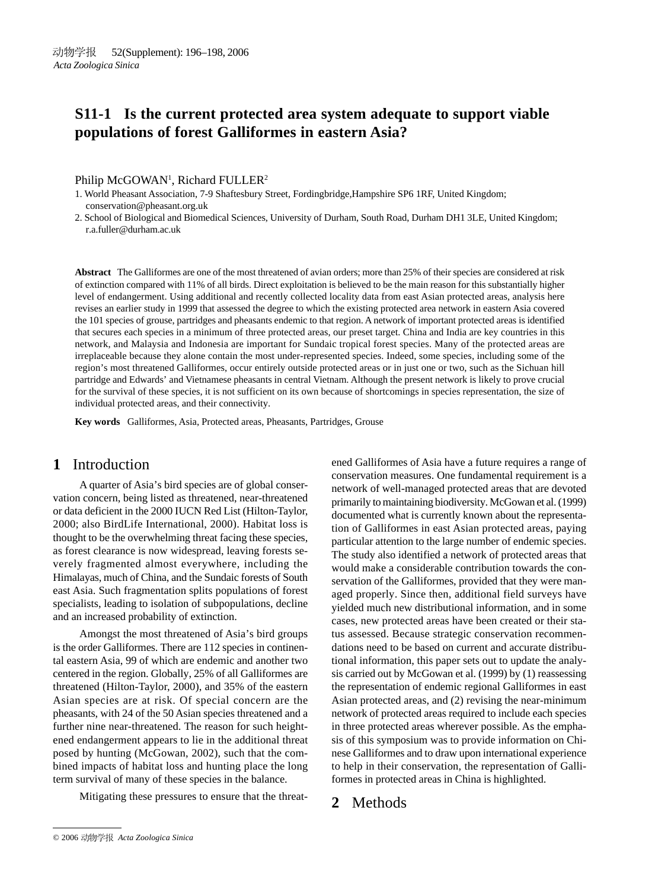# S11-1 Is the current protected area system adequate to support viable populations of forest Galliformes in eastern Asia?

Philip McGOWAN[1], Richard FULLER[2]

1. World Pheasant Association, 7-9 Shaftesbury Street, Fordingbridge,Hampshire SP6 1RF, United Kingdom; conservation@pheasant.org.uk
2. School of Biological and Biomedical Sciences, University of Durham, South Road, Durham DH1 3LE, United Kingdom; r.a.fuller@durham.ac.uk

**Abstract** The Galliformes are one of the most threatened of avian orders; more than 25% of their species are considered at risk of extinction compared with 11% of all birds. Direct exploitation is believed to be the main reason for this substantially higher level of endangerment. Using additional and recently collected locality data from east Asian protected areas, analysis here revises an earlier study in 1999 that assessed the degree to which the existing protected area network in eastern Asia covered the 101 species of grouse, partridges and pheasants endemic to that region. A network of important protected areas is identified that secures each species in a minimum of three protected areas, our preset target. China and India are key countries in this network, and Malaysia and Indonesia are important for Sundaic tropical forest species. Many of the protected areas are irreplaceable because they alone contain the most under-represented species. Indeed, some species, including some of the region's most threatened Galliformes, occur entirely outside protected areas or in just one or two, such as the Sichuan hill partridge and Edwards' and Vietnamese pheasants in central Vietnam. Although the present network is likely to prove crucial for the survival of these species, it is not sufficient on its own because of shortcomings in species representation, the size of individual protected areas, and their connectivity.

**Key words** Galliformes, Asia, Protected areas, Pheasants, Partridges, Grouse

## 1 Introduction

A quarter of Asia's bird species are of global conservation concern, being listed as threatened, near-threatened or data deficient in the 2000 IUCN Red List (Hilton-Taylor, 2000; also BirdLife International, 2000). Habitat loss is thought to be the overwhelming threat facing these species, as forest clearance is now widespread, leaving forests severely fragmented almost everywhere, including the Himalayas, much of China, and the Sundaic forests of South east Asia. Such fragmentation splits populations of forest specialists, leading to isolation of subpopulations, decline and an increased probability of extinction.

Amongst the most threatened of Asia's bird groups is the order Galliformes. There are 112 species in continental eastern Asia, 99 of which are endemic and another two centered in the region. Globally, 25% of all Galliformes are threatened (Hilton-Taylor, 2000), and 35% of the eastern Asian species are at risk. Of special concern are the pheasants, with 24 of the 50 Asian species threatened and a further nine near-threatened. The reason for such heightened endangerment appears to lie in the additional threat posed by hunting (McGowan, 2002), such that the combined impacts of habitat loss and hunting place the long term survival of many of these species in the balance.

Mitigating these pressures to ensure that the threatened Galliformes of Asia have a future requires a range of conservation measures. One fundamental requirement is a network of well-managed protected areas that are devoted primarily to maintaining biodiversity. McGowan et al. (1999) documented what is currently known about the representation of Galliformes in east Asian protected areas, paying particular attention to the large number of endemic species. The study also identified a network of protected areas that would make a considerable contribution towards the conservation of the Galliformes, provided that they were managed properly. Since then, additional field surveys have yielded much new distributional information, and in some cases, new protected areas have been created or their status assessed. Because strategic conservation recommendations need to be based on current and accurate distributional information, this paper sets out to update the analysis carried out by McGowan et al. (1999) by (1) reassessing the representation of endemic regional Galliformes in east Asian protected areas, and (2) revising the near-minimum network of protected areas required to include each species in three protected areas wherever possible. As the emphasis of this symposium was to provide information on Chinese Galliformes and to draw upon international experience to help in their conservation, the representation of Galliformes in protected areas in China is highlighted.

## 2 Methods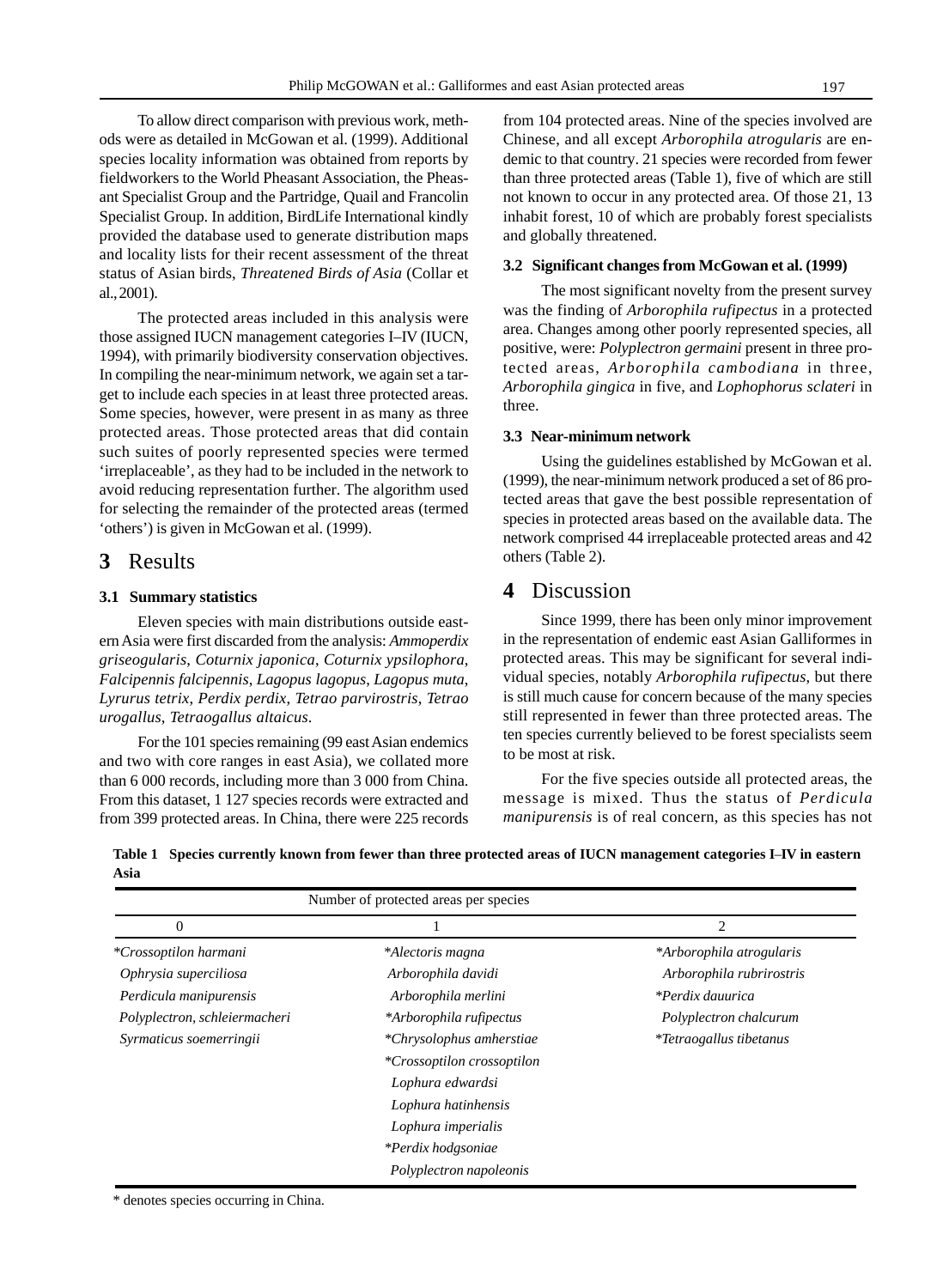To allow direct comparison with previous work, methods were as detailed in McGowan et al. (1999). Additional species locality information was obtained from reports by fieldworkers to the World Pheasant Association, the Pheasant Specialist Group and the Partridge, Quail and Francolin Specialist Group. In addition, BirdLife International kindly provided the database used to generate distribution maps and locality lists for their recent assessment of the threat status of Asian birds, *Threatened Birds of Asia* (Collar et al., 2001).

The protected areas included in this analysis were those assigned IUCN management categories I–IV (IUCN, 1994), with primarily biodiversity conservation objectives. In compiling the near-minimum network, we again set a target to include each species in at least three protected areas. Some species, however, were present in as many as three protected areas. Those protected areas that did contain such suites of poorly represented species were termed 'irreplaceable', as they had to be included in the network to avoid reducing representation further. The algorithm used for selecting the remainder of the protected areas (termed 'others') is given in McGowan et al. (1999).

# 3 Results

### 3.1 Summary statistics

Eleven species with main distributions outside eastern Asia were first discarded from the analysis: *Ammoperdix griseogularis*, *Coturnix japonica*, *Coturnix ypsilophora*, *Falcipennis falcipennis*, *Lagopus lagopus*, *Lagopus muta*, *Lyrurus tetrix*, *Perdix perdix*, *Tetrao parvirostris*, *Tetrao urogallus*, *Tetraogallus altaicus*.

For the 101 species remaining (99 east Asian endemics and two with core ranges in east Asia), we collated more than 6 000 records, including more than 3 000 from China. From this dataset, 1 127 species records were extracted and from 399 protected areas. In China, there were 225 records from 104 protected areas. Nine of the species involved are Chinese, and all except *Arborophila atrogularis* are endemic to that country. 21 species were recorded from fewer than three protected areas (Table 1), five of which are still not known to occur in any protected area. Of those 21, 13 inhabit forest, 10 of which are probably forest specialists and globally threatened.

### 3.2 Significant changes from McGowan et al. (1999)

The most significant novelty from the present survey was the finding of *Arborophila rufipectus* in a protected area. Changes among other poorly represented species, all positive, were: *Polyplectron germaini* present in three protected areas, *Arborophila cambodiana* in three, *Arborophila gingica* in five, and *Lophophorus sclateri* in three.

### 3.3 Near-minimum network

Using the guidelines established by McGowan et al. (1999), the near-minimum network produced a set of 86 protected areas that gave the best possible representation of species in protected areas based on the available data. The network comprised 44 irreplaceable protected areas and 42 others (Table 2).

# 4 Discussion

Since 1999, there has been only minor improvement in the representation of endemic east Asian Galliformes in protected areas. This may be significant for several individual species, notably *Arborophila rufipectus*, but there is still much cause for concern because of the many species still represented in fewer than three protected areas. The ten species currently believed to be forest specialists seem to be most at risk.

For the five species outside all protected areas, the message is mixed. Thus the status of *Perdicula manipurensis* is of real concern, as this species has not

**Table 1 Species currently known from fewer than three protected areas of IUCN management categories I–IV in eastern Asia**

| Number of protected areas per species | | |
|---|---|---|
| 0 | 1 | 2 |
| **Crossoptilon harmani* | **Alectoris magna* | **Arborophila atrogularis* |
| *Ophrysia superciliosa* | *Arborophila davidi* | *Arborophila rubrirostris* |
| *Perdicula manipurensis* | *Arborophila merlini* | **Perdix dauurica* |
| *Polyplectron, schleiermacheri* | **Arborophila rufipectus* | *Polyplectron chalcurum* |
| *Syrmaticus soemerringii* | **Chrysolophus amherstiae* | **Tetraogallus tibetanus* |
| | **Crossoptilon crossoptilon* | |
| | *Lophura edwardsi* | |
| | *Lophura hatinhensis* | |
| | *Lophura imperialis* | |
| | **Perdix hodgsoniae* | |
| | *Polyplectron napoleonis* | |

\* denotes species occurring in China.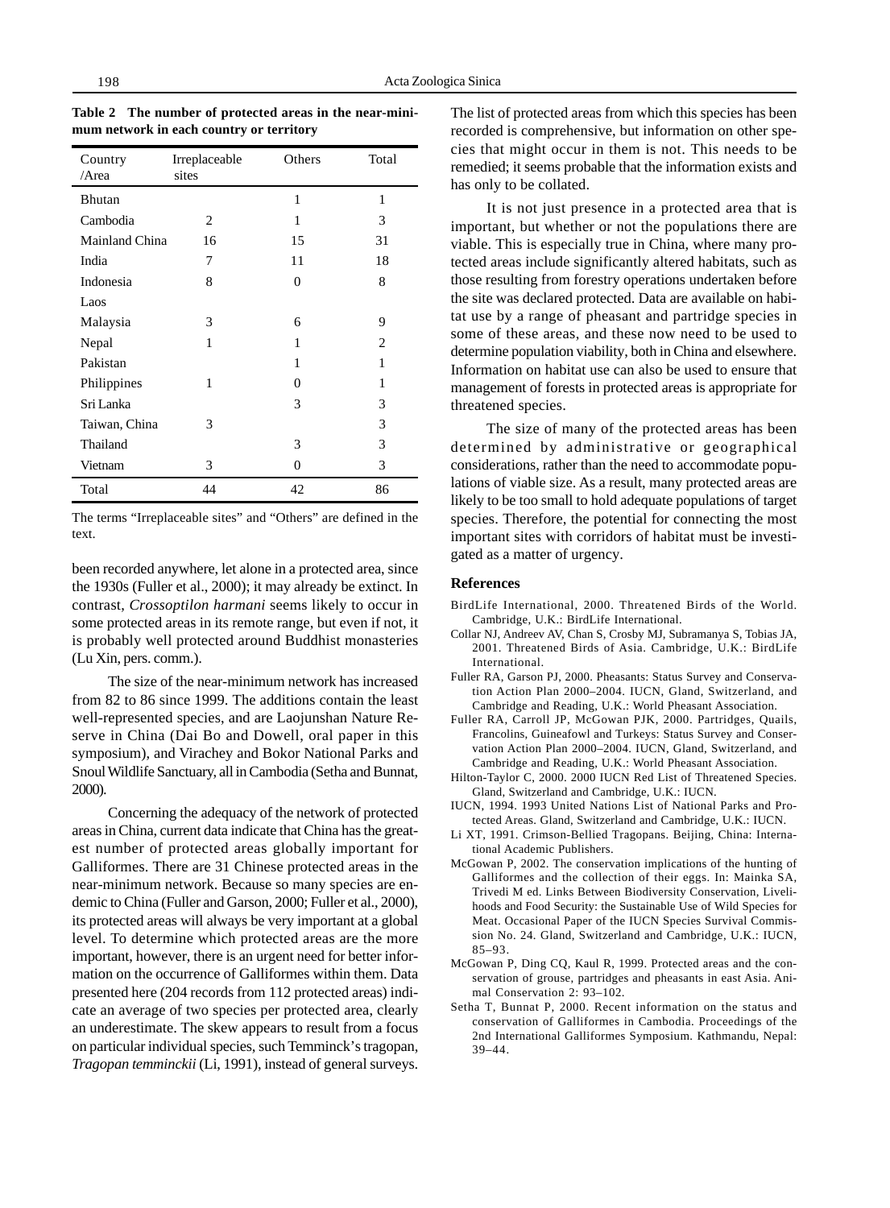**Table 2 The number of protected areas in the near-minimum network in each country or territory**

| Country /Area | Irreplaceable sites | Others | Total |
|---|---|---|---|
| Bhutan | | 1 | 1 |
| Cambodia | 2 | 1 | 3 |
| Mainland China | 16 | 15 | 31 |
| India | 7 | 11 | 18 |
| Indonesia | 8 | 0 | 8 |
| Laos | | | |
| Malaysia | 3 | 6 | 9 |
| Nepal | 1 | 1 | 2 |
| Pakistan | | 1 | 1 |
| Philippines | 1 | 0 | 1 |
| Sri Lanka | | 3 | 3 |
| Taiwan, China | 3 | | 3 |
| Thailand | | 3 | 3 |
| Vietnam | 3 | 0 | 3 |
| Total | 44 | 42 | 86 |

The terms "Irreplaceable sites" and "Others" are defined in the text.

been recorded anywhere, let alone in a protected area, since the 1930s (Fuller et al., 2000); it may already be extinct. In contrast, *Crossoptilon harmani* seems likely to occur in some protected areas in its remote range, but even if not, it is probably well protected around Buddhist monasteries (Lu Xin, pers. comm.).

The size of the near-minimum network has increased from 82 to 86 since 1999. The additions contain the least well-represented species, and are Laojunshan Nature Reserve in China (Dai Bo and Dowell, oral paper in this symposium), and Virachey and Bokor National Parks and Snoul Wildlife Sanctuary, all in Cambodia (Setha and Bunnat, 2000).

Concerning the adequacy of the network of protected areas in China, current data indicate that China has the greatest number of protected areas globally important for Galliformes. There are 31 Chinese protected areas in the near-minimum network. Because so many species are endemic to China (Fuller and Garson, 2000; Fuller et al., 2000), its protected areas will always be very important at a global level. To determine which protected areas are the more important, however, there is an urgent need for better information on the occurrence of Galliformes within them. Data presented here (204 records from 112 protected areas) indicate an average of two species per protected area, clearly an underestimate. The skew appears to result from a focus on particular individual species, such Temminck's tragopan, *Tragopan temminckii* (Li, 1991), instead of general surveys. The list of protected areas from which this species has been recorded is comprehensive, but information on other species that might occur in them is not. This needs to be remedied; it seems probable that the information exists and has only to be collated.

It is not just presence in a protected area that is important, but whether or not the populations there are viable. This is especially true in China, where many protected areas include significantly altered habitats, such as those resulting from forestry operations undertaken before the site was declared protected. Data are available on habitat use by a range of pheasant and partridge species in some of these areas, and these now need to be used to determine population viability, both in China and elsewhere. Information on habitat use can also be used to ensure that management of forests in protected areas is appropriate for threatened species.

The size of many of the protected areas has been determined by administrative or geographical considerations, rather than the need to accommodate populations of viable size. As a result, many protected areas are likely to be too small to hold adequate populations of target species. Therefore, the potential for connecting the most important sites with corridors of habitat must be investigated as a matter of urgency.

## References

BirdLife International, 2000. Threatened Birds of the World. Cambridge, U.K.: BirdLife International.

Collar NJ, Andreev AV, Chan S, Crosby MJ, Subramanya S, Tobias JA, 2001. Threatened Birds of Asia. Cambridge, U.K.: BirdLife International.

Fuller RA, Garson PJ, 2000. Pheasants: Status Survey and Conservation Action Plan 2000–2004. IUCN, Gland, Switzerland, and Cambridge and Reading, U.K.: World Pheasant Association.

Fuller RA, Carroll JP, McGowan PJK, 2000. Partridges, Quails, Francolins, Guineafowl and Turkeys: Status Survey and Conservation Action Plan 2000–2004. IUCN, Gland, Switzerland, and Cambridge and Reading, U.K.: World Pheasant Association.

Hilton-Taylor C, 2000. 2000 IUCN Red List of Threatened Species. Gland, Switzerland and Cambridge, U.K.: IUCN.

IUCN, 1994. 1993 United Nations List of National Parks and Protected Areas. Gland, Switzerland and Cambridge, U.K.: IUCN.

Li XT, 1991. Crimson-Bellied Tragopans. Beijing, China: International Academic Publishers.

McGowan P, 2002. The conservation implications of the hunting of Galliformes and the collection of their eggs. In: Mainka SA, Trivedi M ed. Links Between Biodiversity Conservation, Livelihoods and Food Security: the Sustainable Use of Wild Species for Meat. Occasional Paper of the IUCN Species Survival Commission No. 24. Gland, Switzerland and Cambridge, U.K.: IUCN, 85–93.

McGowan P, Ding CQ, Kaul R, 1999. Protected areas and the conservation of grouse, partridges and pheasants in east Asia. Animal Conservation 2: 93–102.

Setha T, Bunnat P, 2000. Recent information on the status and conservation of Galliformes in Cambodia. Proceedings of the 2nd International Galliformes Symposium. Kathmandu, Nepal: 39–44.